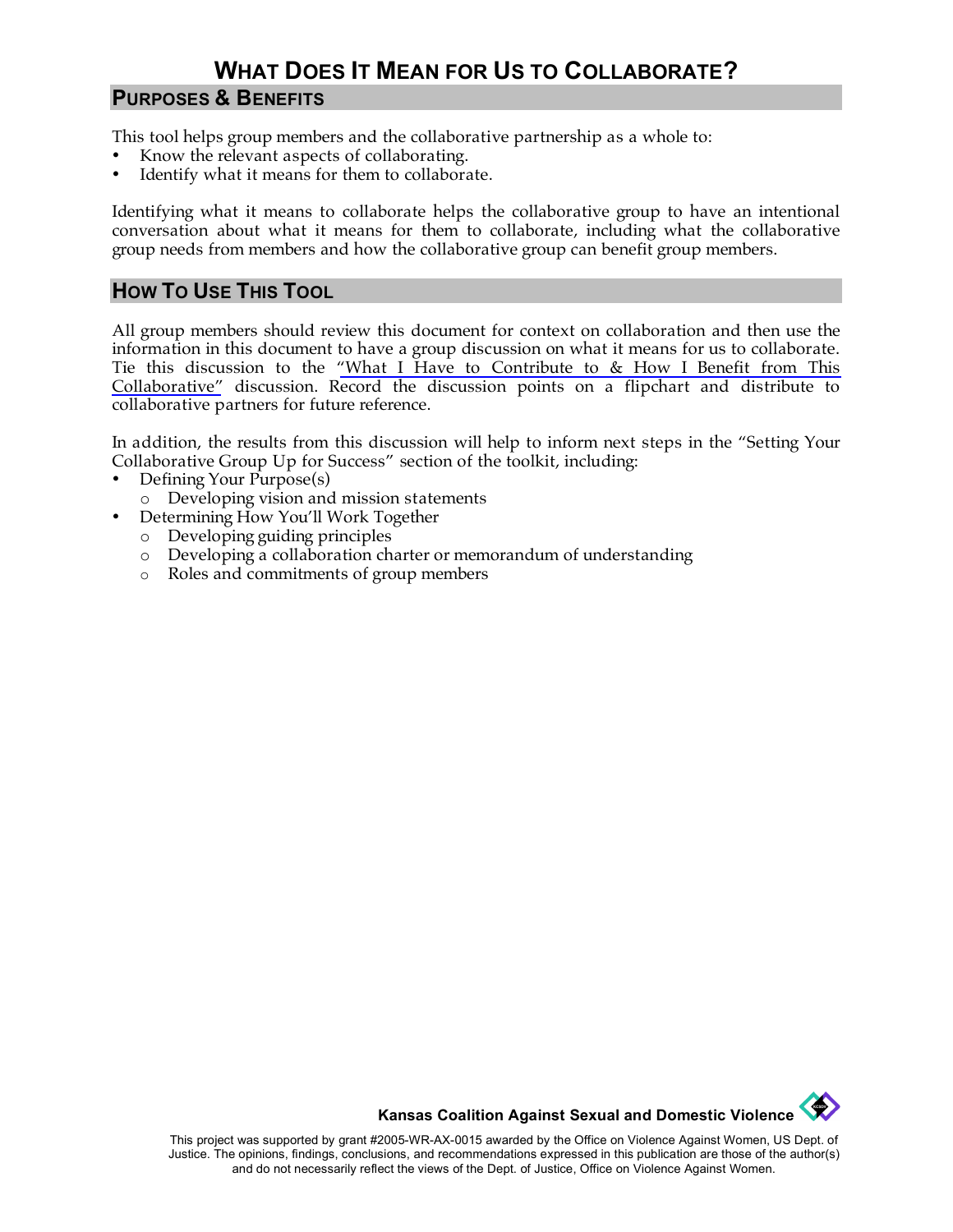# What Does It Mean for Us to Collaborate?

## Purposes & Benefits

This tool helps group members and the collaborative partnership as a whole to:

- Know the relevant aspects of collaborating.
- Identify what it means for them to collaborate.

Identifying what it means to collaborate helps the collaborative group to have an intentional conversation about what it means for them to collaborate, including what the collaborative group needs from members and how the collaborative group can benefit group members.

## How To Use This Tool

All group members should review this document for context on collaboration and then use the information in this document to have a group discussion on what it means for us to collaborate. Tie this discussion to the "What I Have to Contribute to & How I Benefit from This Collaborative" discussion. Record the discussion points on a flipchart and distribute to collaborative partners for future reference.

In addition, the results from this discussion will help to inform next steps in the "Setting Your Collaborative Group Up for Success" section of the toolkit, including:

- Defining Your Purpose(s)
  - Developing vision and mission statements
- Determining How You'll Work Together
  - Developing guiding principles
  - Developing a collaboration charter or memorandum of understanding
  - Roles and commitments of group members

**Kansas Coalition Against Sexual and Domestic Violence**

This project was supported by grant #2005-WR-AX-0015 awarded by the Office on Violence Against Women, US Dept. of Justice. The opinions, findings, conclusions, and recommendations expressed in this publication are those of the author(s) and do not necessarily reflect the views of the Dept. of Justice, Office on Violence Against Women.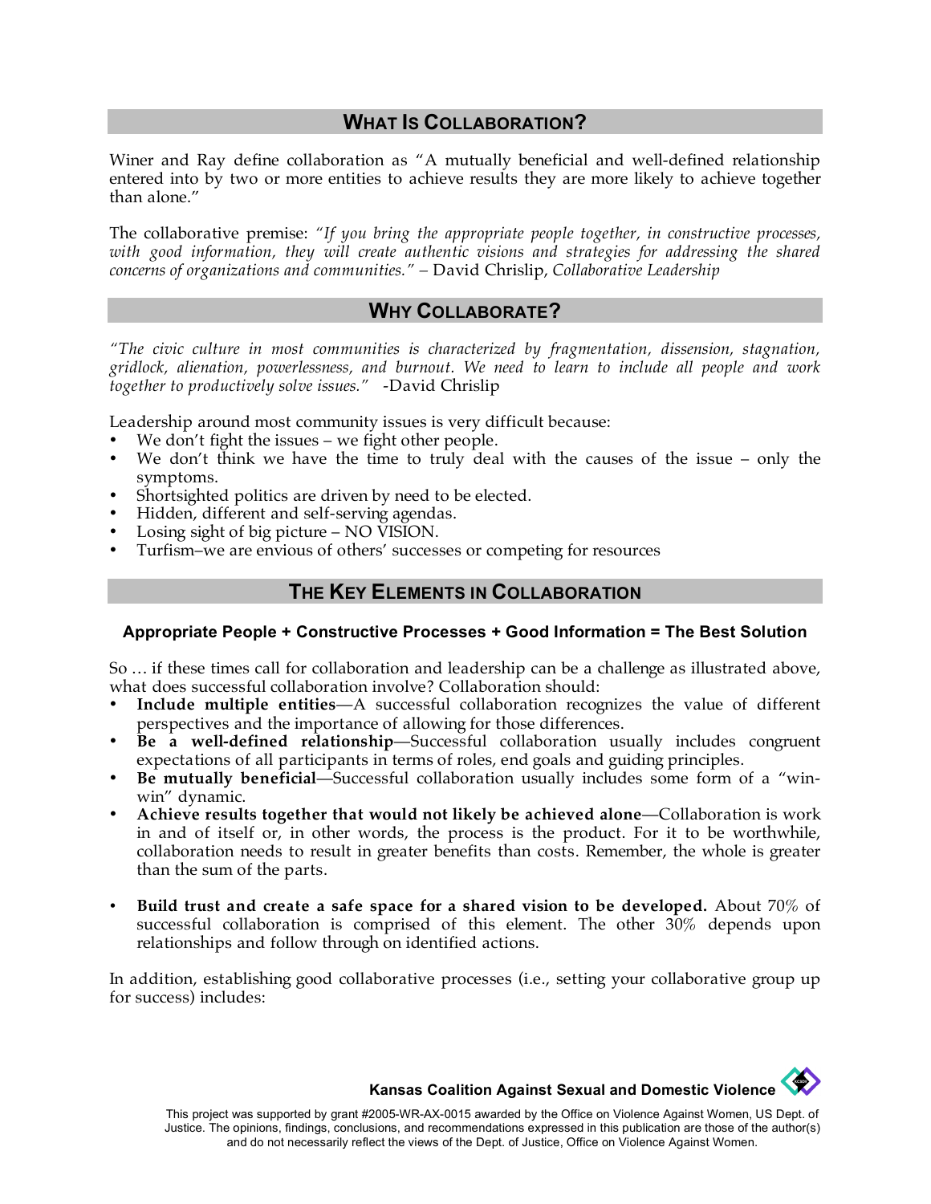## What Is Collaboration?

Winer and Ray define collaboration as "A mutually beneficial and well-defined relationship entered into by two or more entities to achieve results they are more likely to achieve together than alone."

The collaborative premise: *"If you bring the appropriate people together, in constructive processes, with good information, they will create authentic visions and strategies for addressing the shared concerns of organizations and communities."* – David Chrislip, *Collaborative Leadership*

## Why Collaborate?

*"The civic culture in most communities is characterized by fragmentation, dissension, stagnation, gridlock, alienation, powerlessness, and burnout. We need to learn to include all people and work together to productively solve issues."* -David Chrislip

Leadership around most community issues is very difficult because:

- We don't fight the issues – we fight other people.
- We don't think we have the time to truly deal with the causes of the issue – only the symptoms.
- Shortsighted politics are driven by need to be elected.
- Hidden, different and self-serving agendas.
- Losing sight of big picture – NO VISION.
- Turfism–we are envious of others' successes or competing for resources

## The Key Elements in Collaboration

**Appropriate People + Constructive Processes + Good Information = The Best Solution**

So … if these times call for collaboration and leadership can be a challenge as illustrated above, what does successful collaboration involve? Collaboration should:

- **Include multiple entities**—A successful collaboration recognizes the value of different perspectives and the importance of allowing for those differences.
- **Be a well-defined relationship**—Successful collaboration usually includes congruent expectations of all participants in terms of roles, end goals and guiding principles.
- **Be mutually beneficial**—Successful collaboration usually includes some form of a "win-win" dynamic.
- **Achieve results together that would not likely be achieved alone**—Collaboration is work in and of itself or, in other words, the process is the product. For it to be worthwhile, collaboration needs to result in greater benefits than costs. Remember, the whole is greater than the sum of the parts.
- **Build trust and create a safe space for a shared vision to be developed.** About 70% of successful collaboration is comprised of this element. The other 30% depends upon relationships and follow through on identified actions.

In addition, establishing good collaborative processes (i.e., setting your collaborative group up for success) includes: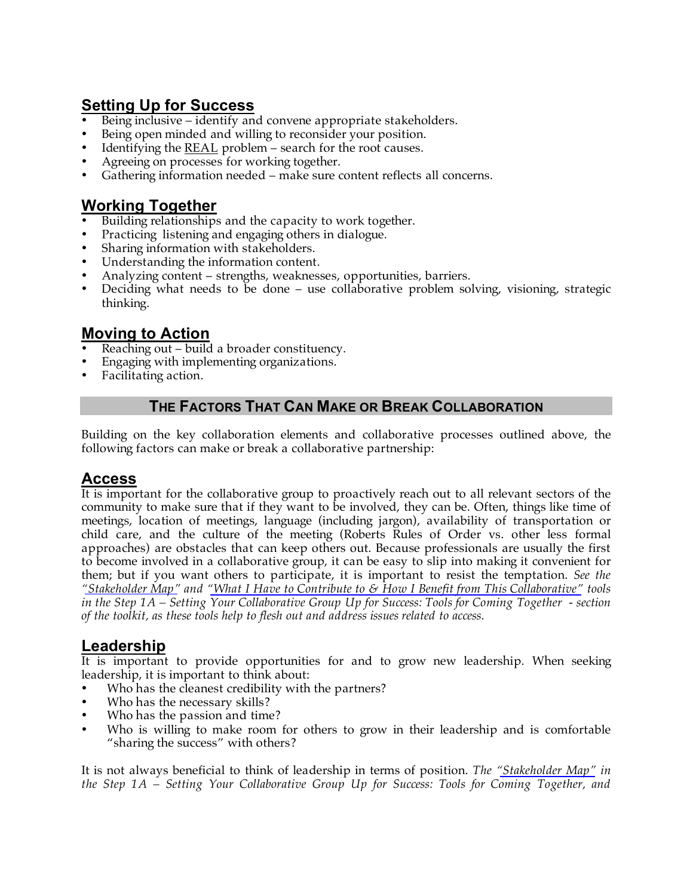## Setting Up for Success

- Being inclusive – identify and convene appropriate stakeholders.
- Being open minded and willing to reconsider your position.
- Identifying the REAL problem – search for the root causes.
- Agreeing on processes for working together.
- Gathering information needed – make sure content reflects all concerns.

## Working Together

- Building relationships and the capacity to work together.
- Practicing listening and engaging others in dialogue.
- Sharing information with stakeholders.
- Understanding the information content.
- Analyzing content – strengths, weaknesses, opportunities, barriers.
- Deciding what needs to be done – use collaborative problem solving, visioning, strategic thinking.

## Moving to Action

- Reaching out – build a broader constituency.
- Engaging with implementing organizations.
- Facilitating action.

## THE FACTORS THAT CAN MAKE OR BREAK COLLABORATION

Building on the key collaboration elements and collaborative processes outlined above, the following factors can make or break a collaborative partnership:

## Access

It is important for the collaborative group to proactively reach out to all relevant sectors of the community to make sure that if they want to be involved, they can be. Often, things like time of meetings, location of meetings, language (including jargon), availability of transportation or child care, and the culture of the meeting (Roberts Rules of Order vs. other less formal approaches) are obstacles that can keep others out. Because professionals are usually the first to become involved in a collaborative group, it can be easy to slip into making it convenient for them; but if you want others to participate, it is important to resist the temptation. *See the "Stakeholder Map" and "What I Have to Contribute to & How I Benefit from This Collaborative" tools in the Step 1A – Setting Your Collaborative Group Up for Success: Tools for Coming Together - section of the toolkit, as these tools help to flesh out and address issues related to access.*

## Leadership

It is important to provide opportunities for and to grow new leadership. When seeking leadership, it is important to think about:

- Who has the cleanest credibility with the partners?
- Who has the necessary skills?
- Who has the passion and time?
- Who is willing to make room for others to grow in their leadership and is comfortable "sharing the success" with others?

It is not always beneficial to think of leadership in terms of position. *The "Stakeholder Map" in the Step 1A – Setting Your Collaborative Group Up for Success: Tools for Coming Together, and*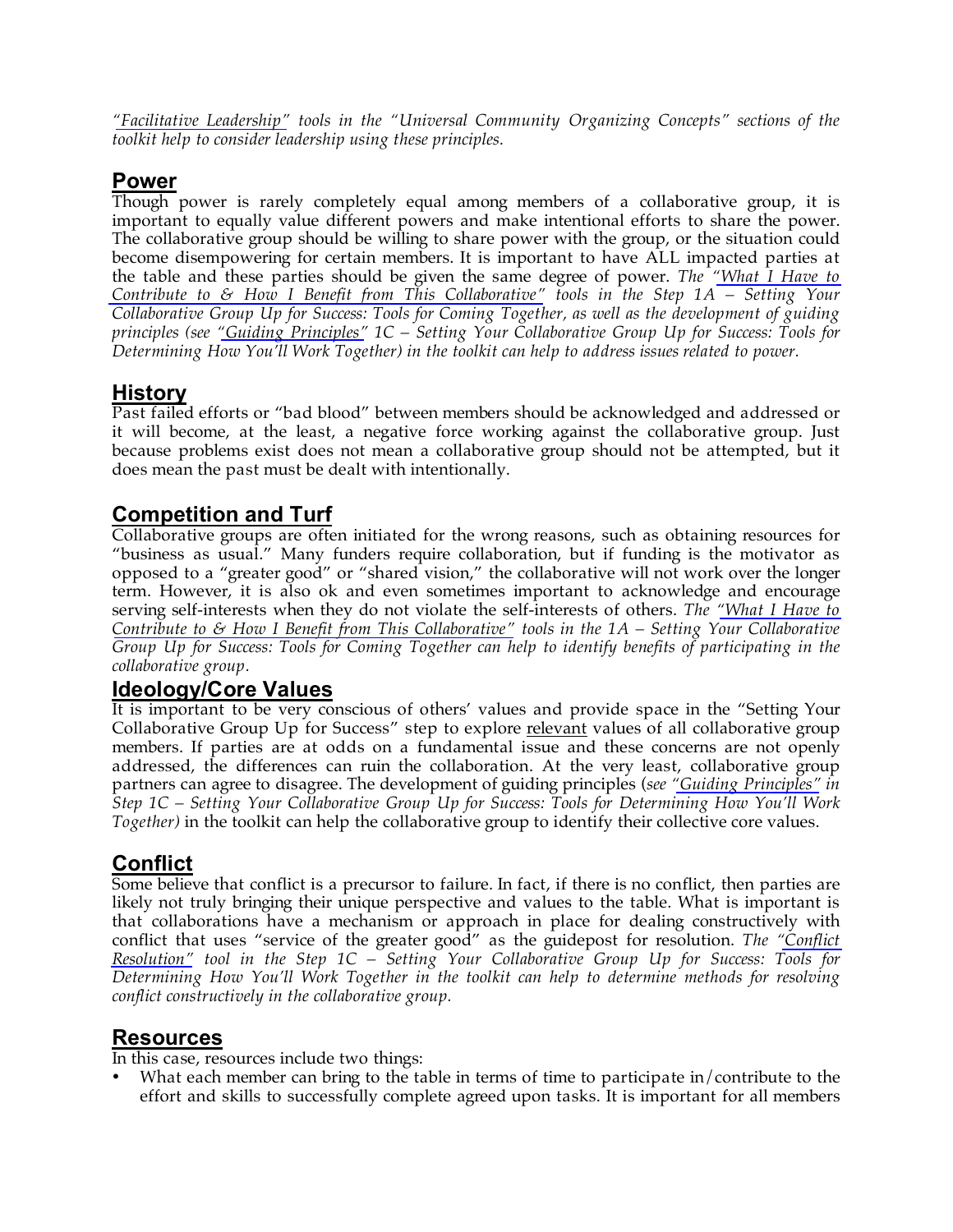*"Facilitative Leadership" tools in the "Universal Community Organizing Concepts" sections of the toolkit help to consider leadership using these principles.*

## Power

Though power is rarely completely equal among members of a collaborative group, it is important to equally value different powers and make intentional efforts to share the power. The collaborative group should be willing to share power with the group, or the situation could become disempowering for certain members. It is important to have ALL impacted parties at the table and these parties should be given the same degree of power. *The "What I Have to Contribute to & How I Benefit from This Collaborative" tools in the Step 1A – Setting Your Collaborative Group Up for Success: Tools for Coming Together, as well as the development of guiding principles (see "Guiding Principles" 1C – Setting Your Collaborative Group Up for Success: Tools for Determining How You'll Work Together) in the toolkit can help to address issues related to power.*

## History

Past failed efforts or "bad blood" between members should be acknowledged and addressed or it will become, at the least, a negative force working against the collaborative group. Just because problems exist does not mean a collaborative group should not be attempted, but it does mean the past must be dealt with intentionally.

## Competition and Turf

Collaborative groups are often initiated for the wrong reasons, such as obtaining resources for "business as usual." Many funders require collaboration, but if funding is the motivator as opposed to a "greater good" or "shared vision," the collaborative will not work over the longer term. However, it is also ok and even sometimes important to acknowledge and encourage serving self-interests when they do not violate the self-interests of others. *The "What I Have to Contribute to & How I Benefit from This Collaborative" tools in the 1A – Setting Your Collaborative Group Up for Success: Tools for Coming Together can help to identify benefits of participating in the collaborative group.*

## Ideology/Core Values

It is important to be very conscious of others' values and provide space in the "Setting Your Collaborative Group Up for Success" step to explore relevant values of all collaborative group members. If parties are at odds on a fundamental issue and these concerns are not openly addressed, the differences can ruin the collaboration. At the very least, collaborative group partners can agree to disagree. The development of guiding principles (*see "Guiding Principles" in Step 1C – Setting Your Collaborative Group Up for Success: Tools for Determining How You'll Work Together)* in the toolkit can help the collaborative group to identify their collective core values.

## Conflict

Some believe that conflict is a precursor to failure. In fact, if there is no conflict, then parties are likely not truly bringing their unique perspective and values to the table. What is important is that collaborations have a mechanism or approach in place for dealing constructively with conflict that uses "service of the greater good" as the guidepost for resolution. *The "Conflict Resolution" tool in the Step 1C – Setting Your Collaborative Group Up for Success: Tools for Determining How You'll Work Together in the toolkit can help to determine methods for resolving conflict constructively in the collaborative group.*

## Resources

In this case, resources include two things:

- What each member can bring to the table in terms of time to participate in/contribute to the effort and skills to successfully complete agreed upon tasks. It is important for all members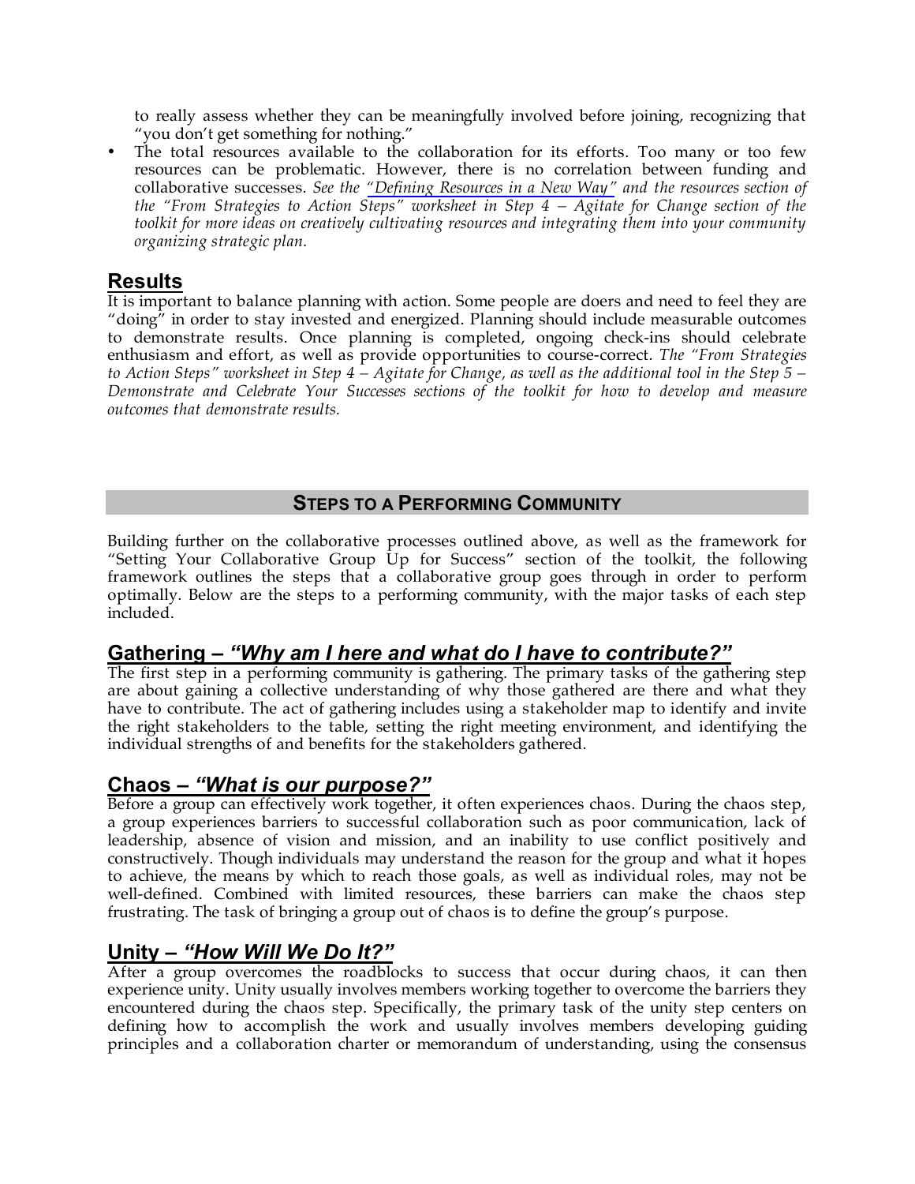to really assess whether they can be meaningfully involved before joining, recognizing that "you don't get something for nothing."

- The total resources available to the collaboration for its efforts. Too many or too few resources can be problematic. However, there is no correlation between funding and collaborative successes. *See the "Defining Resources in a New Way" and the resources section of the "From Strategies to Action Steps" worksheet in Step 4 – Agitate for Change section of the toolkit for more ideas on creatively cultivating resources and integrating them into your community organizing strategic plan.*

## Results

It is important to balance planning with action. Some people are doers and need to feel they are "doing" in order to stay invested and energized. Planning should include measurable outcomes to demonstrate results. Once planning is completed, ongoing check-ins should celebrate enthusiasm and effort, as well as provide opportunities to course-correct. *The "From Strategies to Action Steps" worksheet in Step 4 – Agitate for Change, as well as the additional tool in the Step 5 – Demonstrate and Celebrate Your Successes sections of the toolkit for how to develop and measure outcomes that demonstrate results.*

## STEPS TO A PERFORMING COMMUNITY

Building further on the collaborative processes outlined above, as well as the framework for "Setting Your Collaborative Group Up for Success" section of the toolkit, the following framework outlines the steps that a collaborative group goes through in order to perform optimally. Below are the steps to a performing community, with the major tasks of each step included.

## Gathering – *"Why am I here and what do I have to contribute?"*

The first step in a performing community is gathering. The primary tasks of the gathering step are about gaining a collective understanding of why those gathered are there and what they have to contribute. The act of gathering includes using a stakeholder map to identify and invite the right stakeholders to the table, setting the right meeting environment, and identifying the individual strengths of and benefits for the stakeholders gathered.

## Chaos – *"What is our purpose?"*

Before a group can effectively work together, it often experiences chaos. During the chaos step, a group experiences barriers to successful collaboration such as poor communication, lack of leadership, absence of vision and mission, and an inability to use conflict positively and constructively. Though individuals may understand the reason for the group and what it hopes to achieve, the means by which to reach those goals, as well as individual roles, may not be well-defined. Combined with limited resources, these barriers can make the chaos step frustrating. The task of bringing a group out of chaos is to define the group's purpose.

## Unity – *"How Will We Do It?"*

After a group overcomes the roadblocks to success that occur during chaos, it can then experience unity. Unity usually involves members working together to overcome the barriers they encountered during the chaos step. Specifically, the primary task of the unity step centers on defining how to accomplish the work and usually involves members developing guiding principles and a collaboration charter or memorandum of understanding, using the consensus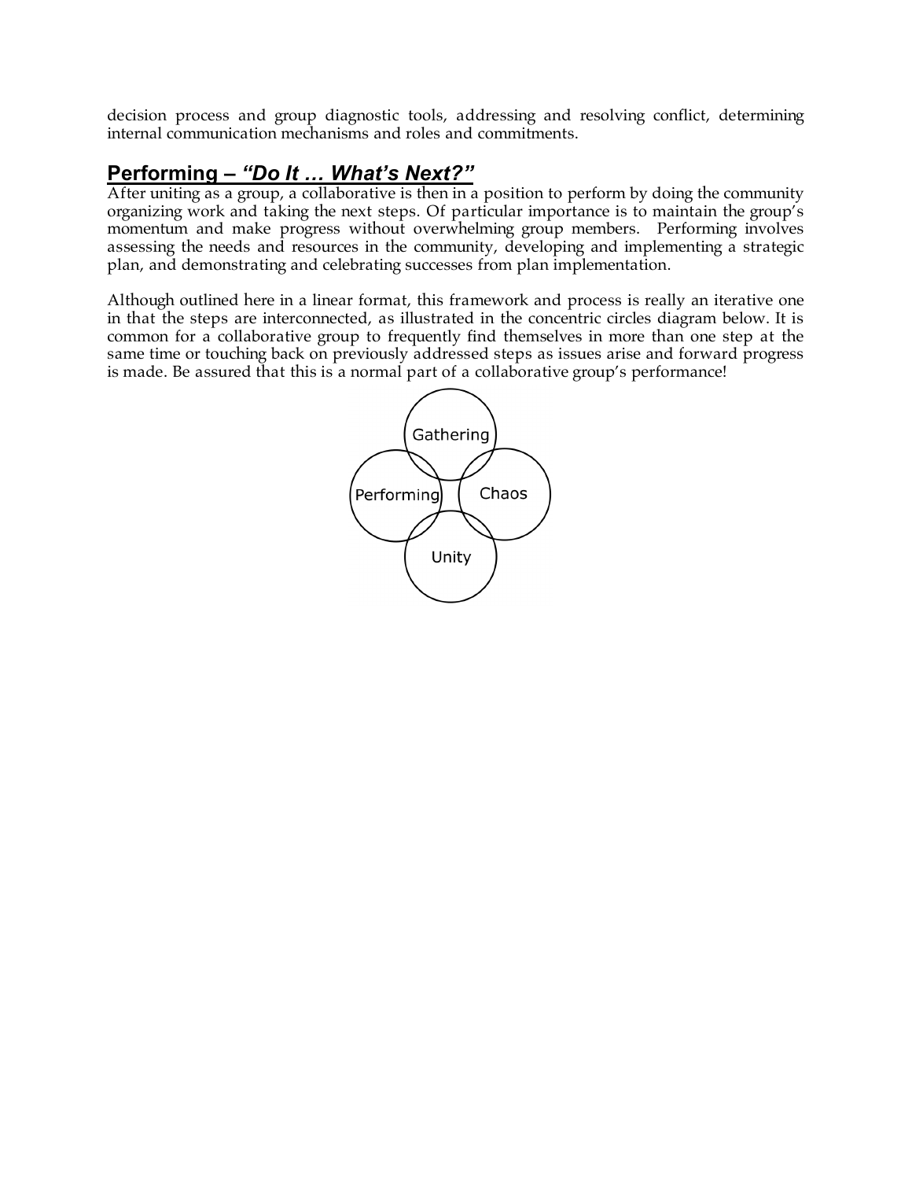decision process and group diagnostic tools, addressing and resolving conflict, determining internal communication mechanisms and roles and commitments.

## Performing – *"Do It … What's Next?"*

After uniting as a group, a collaborative is then in a position to perform by doing the community organizing work and taking the next steps. Of particular importance is to maintain the group's momentum and make progress without overwhelming group members. Performing involves assessing the needs and resources in the community, developing and implementing a strategic plan, and demonstrating and celebrating successes from plan implementation.

Although outlined here in a linear format, this framework and process is really an iterative one in that the steps are interconnected, as illustrated in the concentric circles diagram below. It is common for a collaborative group to frequently find themselves in more than one step at the same time or touching back on previously addressed steps as issues arise and forward progress is made. Be assured that this is a normal part of a collaborative group's performance!

Gathering

Performing

Chaos

Unity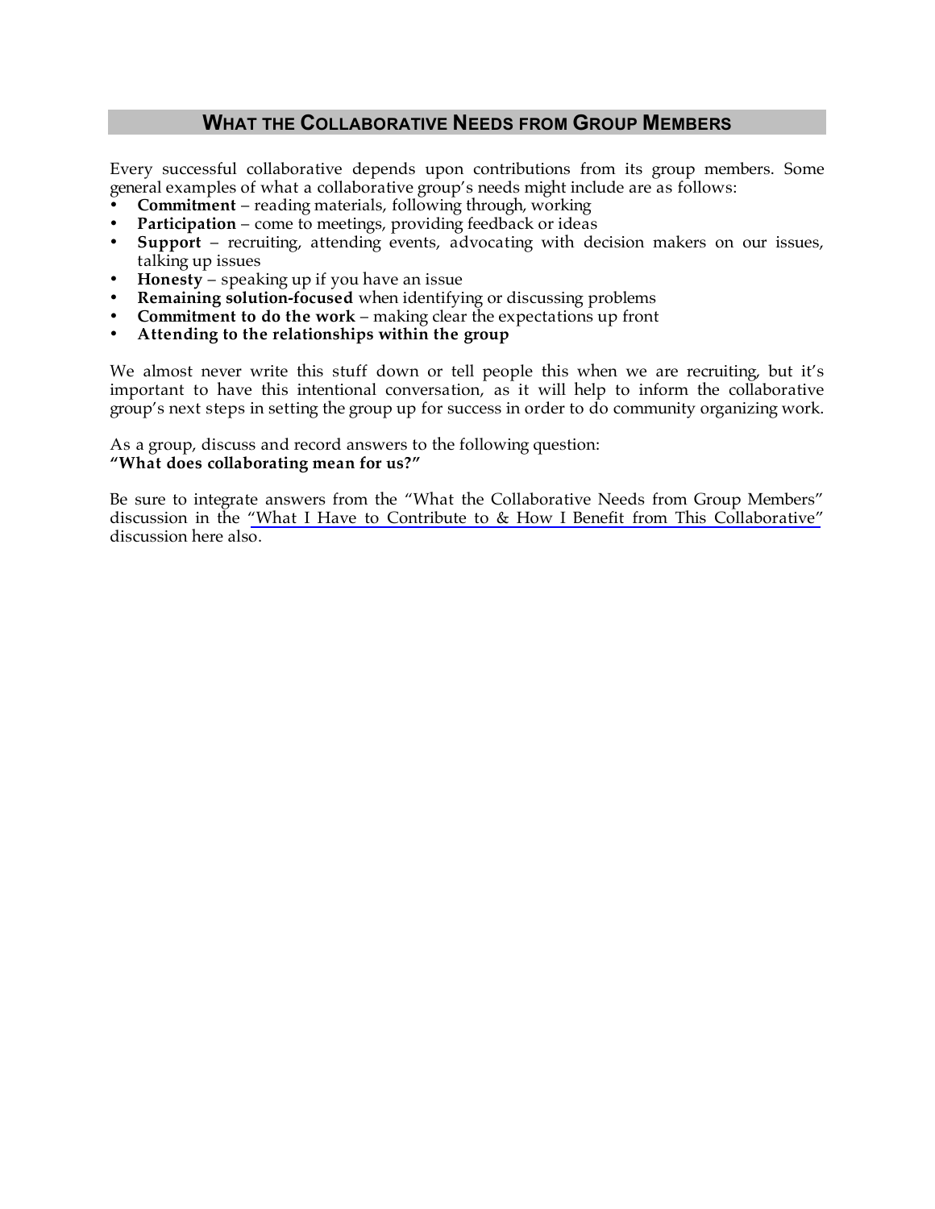## What the Collaborative Needs from Group Members

Every successful collaborative depends upon contributions from its group members. Some general examples of what a collaborative group's needs might include are as follows:

- **Commitment** – reading materials, following through, working
- **Participation** – come to meetings, providing feedback or ideas
- **Support** – recruiting, attending events, advocating with decision makers on our issues, talking up issues
- **Honesty** – speaking up if you have an issue
- **Remaining solution-focused** when identifying or discussing problems
- **Commitment to do the work** – making clear the expectations up front
- **Attending to the relationships within the group**

We almost never write this stuff down or tell people this when we are recruiting, but it's important to have this intentional conversation, as it will help to inform the collaborative group's next steps in setting the group up for success in order to do community organizing work.

As a group, discuss and record answers to the following question:
**"What does collaborating mean for us?"**

Be sure to integrate answers from the "What the Collaborative Needs from Group Members" discussion in the "What I Have to Contribute to & How I Benefit from This Collaborative" discussion here also.